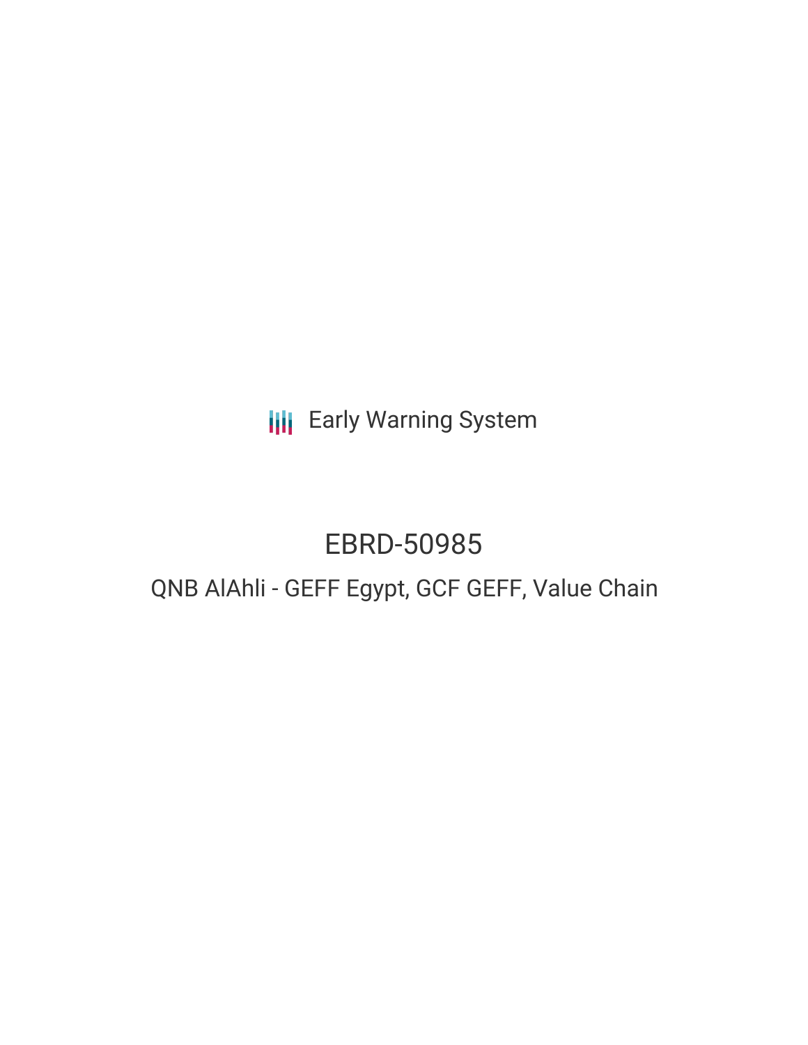Early Warning System

# EBRD-50985

## QNB AlAhli - GEFF Egypt, GCF GEFF, Value Chain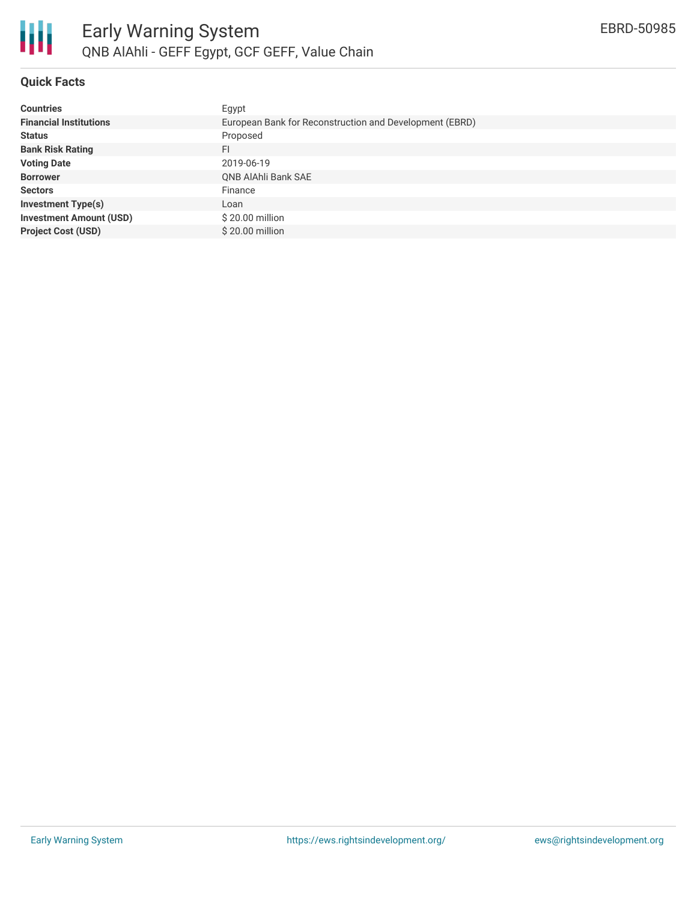# Early Warning System

## QNB AlAhli - GEFF Egypt, GCF GEFF, Value Chain

EBRD-50985

### Quick Facts

| | |
|---|---|
| **Countries** | Egypt |
| **Financial Institutions** | European Bank for Reconstruction and Development (EBRD) |
| **Status** | Proposed |
| **Bank Risk Rating** | FI |
| **Voting Date** | 2019-06-19 |
| **Borrower** | QNB AlAhli Bank SAE |
| **Sectors** | Finance |
| **Investment Type(s)** | Loan |
| **Investment Amount (USD)** | $ 20.00 million |
| **Project Cost (USD)** | $ 20.00 million |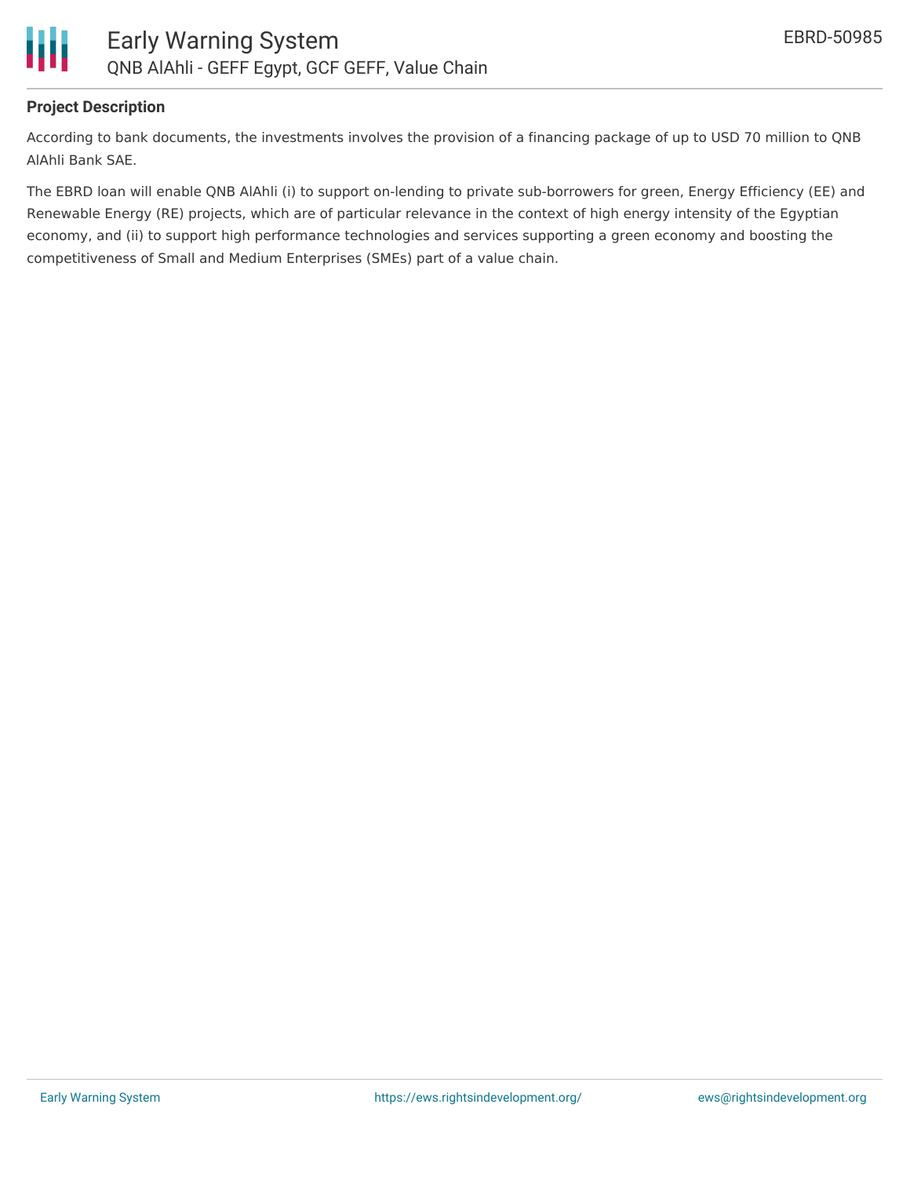**Project Description**

According to bank documents, the investments involves the provision of a financing package of up to USD 70 million to QNB AlAhli Bank SAE.

The EBRD loan will enable QNB AlAhli (i) to support on-lending to private sub-borrowers for green, Energy Efficiency (EE) and Renewable Energy (RE) projects, which are of particular relevance in the context of high energy intensity of the Egyptian economy, and (ii) to support high performance technologies and services supporting a green economy and boosting the competitiveness of Small and Medium Enterprises (SMEs) part of a value chain.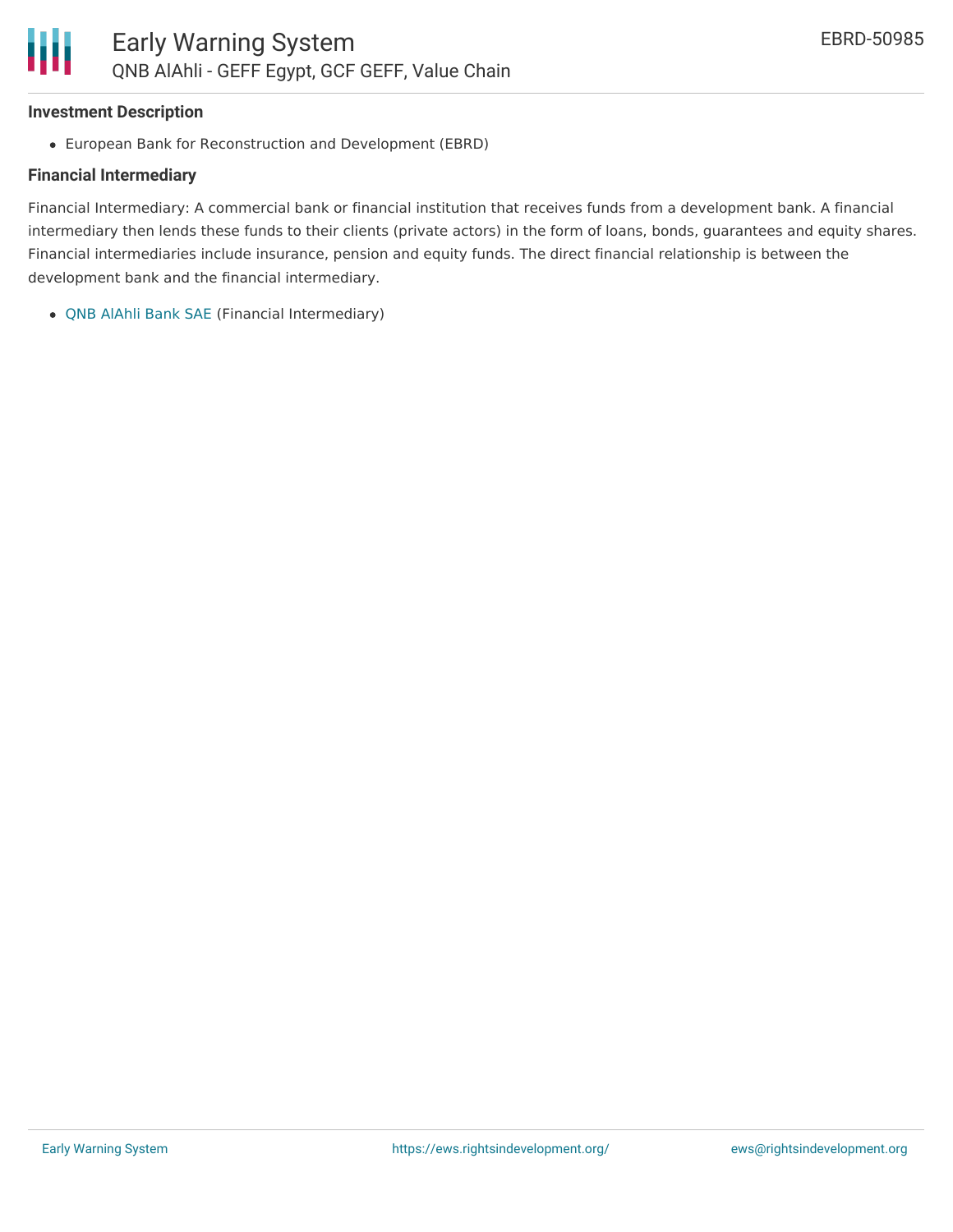### Investment Description

- European Bank for Reconstruction and Development (EBRD)

### Financial Intermediary

Financial Intermediary: A commercial bank or financial institution that receives funds from a development bank. A financial intermediary then lends these funds to their clients (private actors) in the form of loans, bonds, guarantees and equity shares. Financial intermediaries include insurance, pension and equity funds. The direct financial relationship is between the development bank and the financial intermediary.

- QNB AlAhli Bank SAE (Financial Intermediary)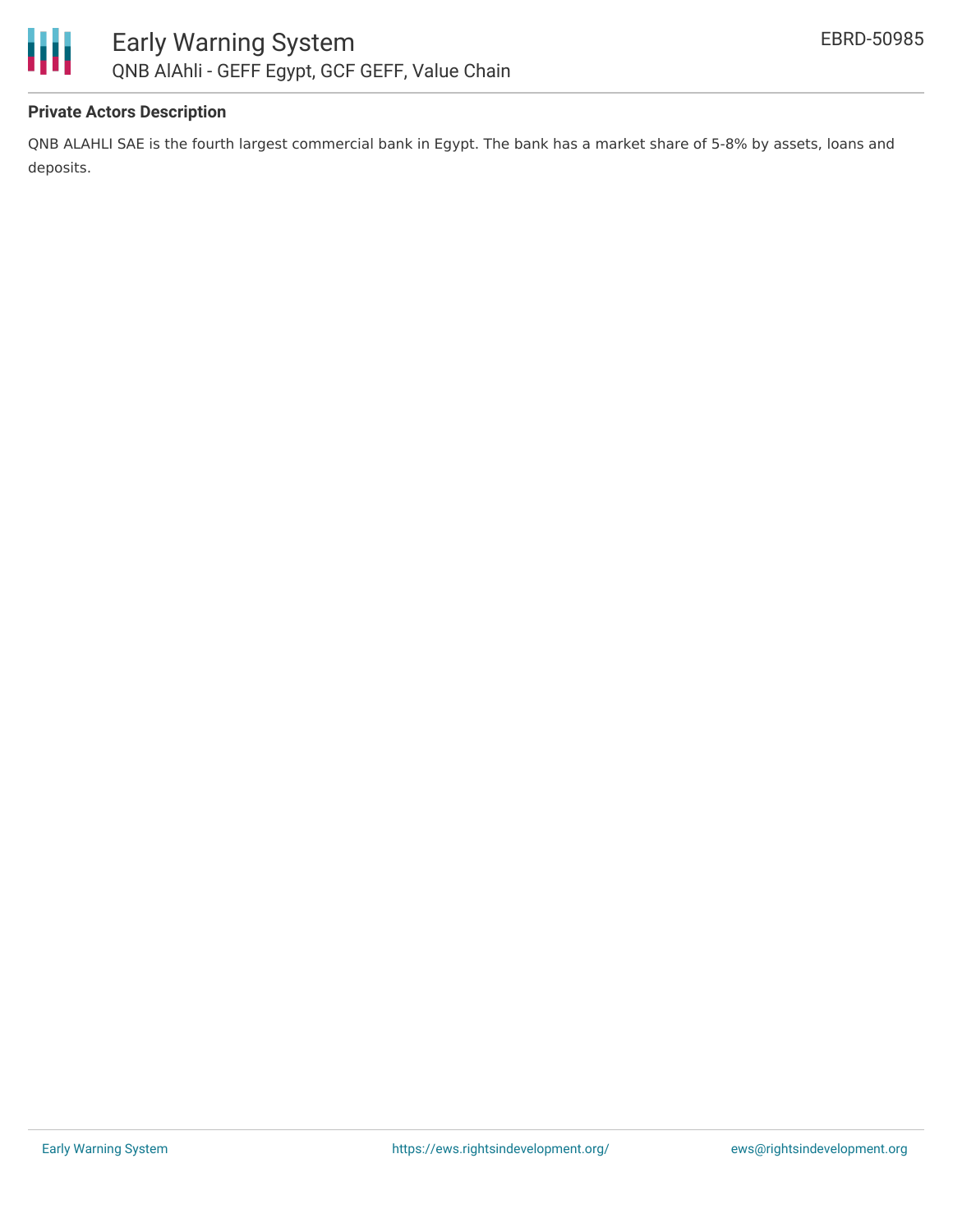**Private Actors Description**

QNB ALAHLI SAE is the fourth largest commercial bank in Egypt. The bank has a market share of 5-8% by assets, loans and deposits.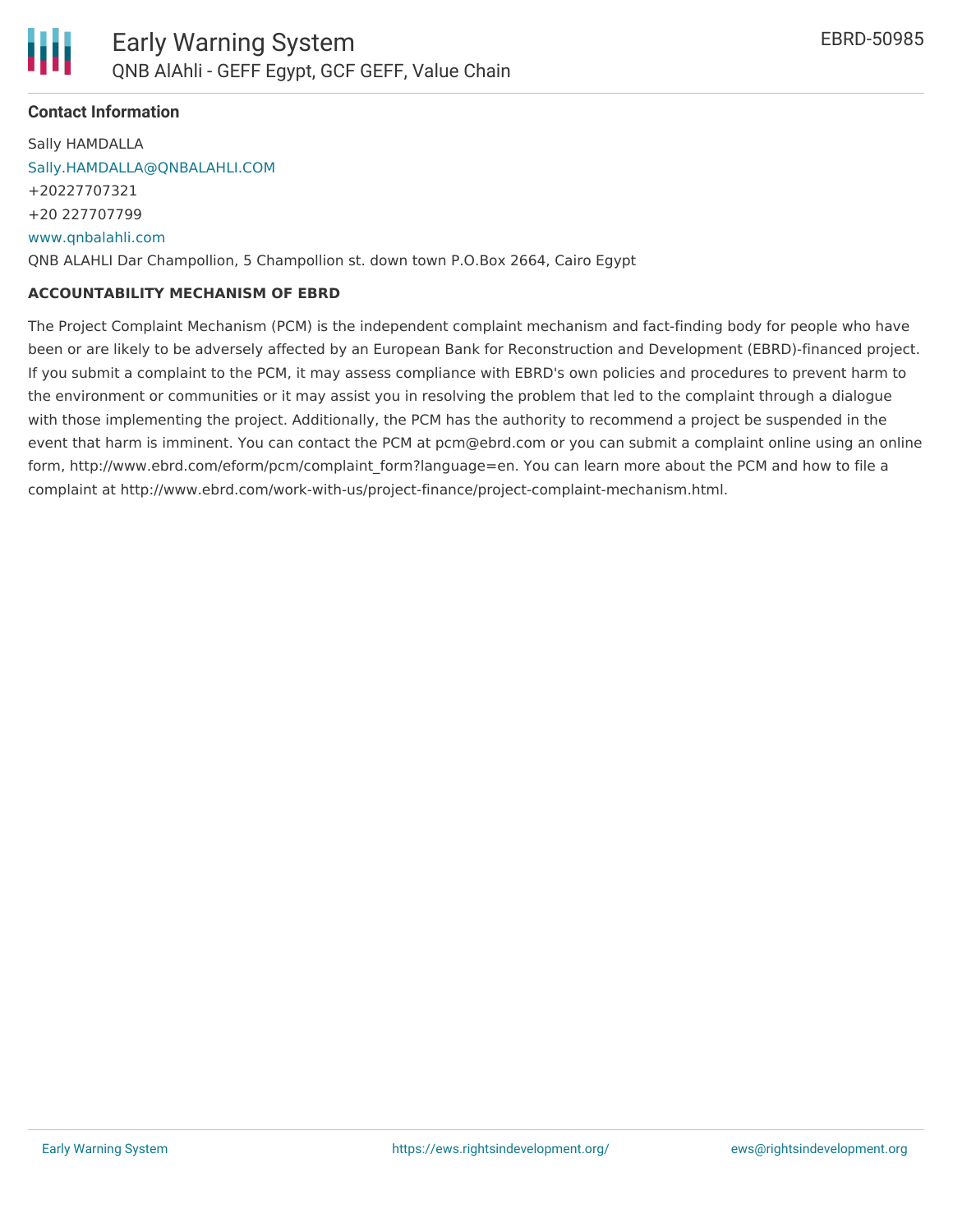**Contact Information**

Sally HAMDALLA

Sally.HAMDALLA@QNBALAHLI.COM

+20227707321

+20 227707799

www.qnbalahli.com

QNB ALAHLI Dar Champollion, 5 Champollion st. down town P.O.Box 2664, Cairo Egypt

**ACCOUNTABILITY MECHANISM OF EBRD**

The Project Complaint Mechanism (PCM) is the independent complaint mechanism and fact-finding body for people who have been or are likely to be adversely affected by an European Bank for Reconstruction and Development (EBRD)-financed project. If you submit a complaint to the PCM, it may assess compliance with EBRD's own policies and procedures to prevent harm to the environment or communities or it may assist you in resolving the problem that led to the complaint through a dialogue with those implementing the project. Additionally, the PCM has the authority to recommend a project be suspended in the event that harm is imminent. You can contact the PCM at pcm@ebrd.com or you can submit a complaint online using an online form, http://www.ebrd.com/eform/pcm/complaint_form?language=en. You can learn more about the PCM and how to file a complaint at http://www.ebrd.com/work-with-us/project-finance/project-complaint-mechanism.html.